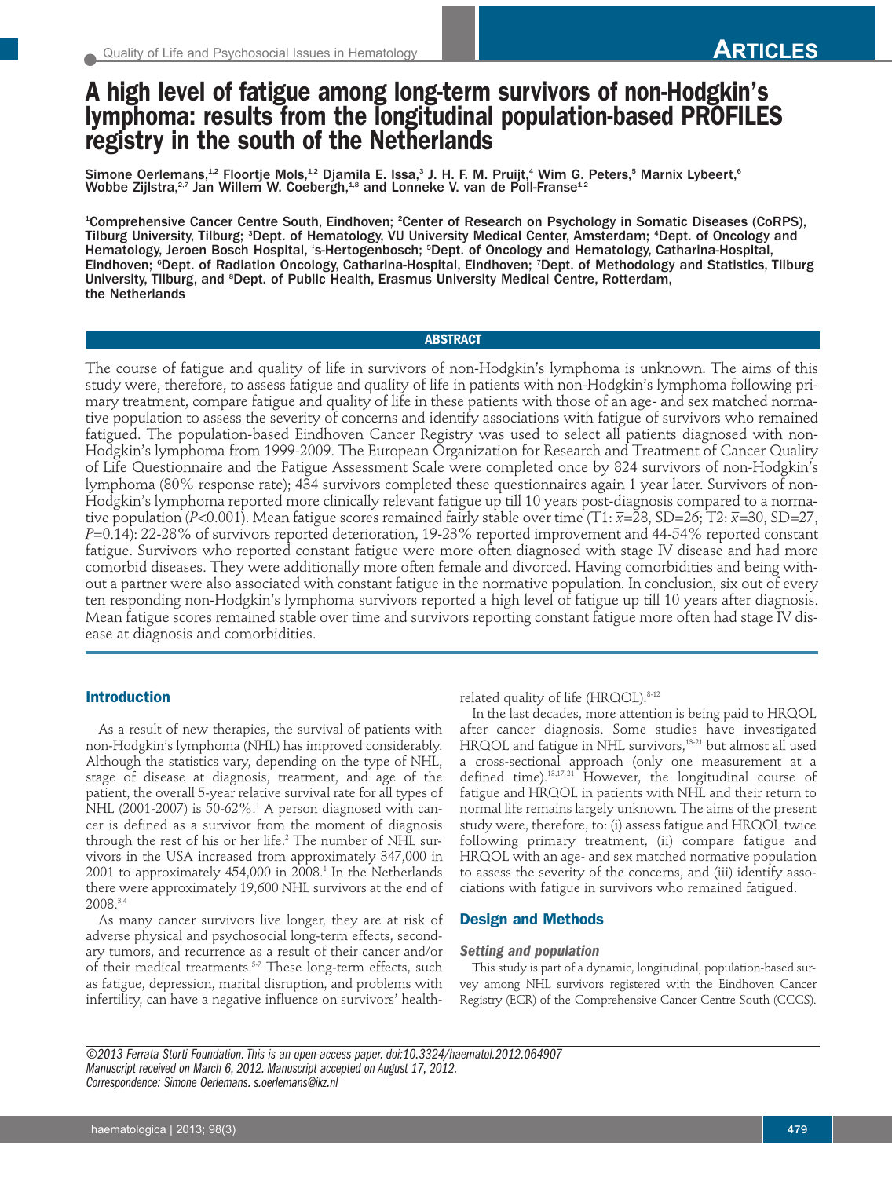# A high level of fatigue among long-term survivors of non-Hodgkin's lymphoma: results from the longitudinal population-based PROFILES registry in the south of the Netherlands

Simone Oerlemans,[1,2] Floortje Mols,[1,2] Djamila E. Issa,[3] J. H. F. M. Pruijt,[4] Wim G. Peters,[5] Marnix Lybeert,[6] Wobbe Zijlstra,[2,7] Jan Willem W. Coebergh,[1,8] and Lonneke V. van de Poll-Franse[1,2]

[1]Comprehensive Cancer Centre South, Eindhoven; [2]Center of Research on Psychology in Somatic Diseases (CoRPS), Tilburg University, Tilburg; [3]Dept. of Hematology, VU University Medical Center, Amsterdam; [4]Dept. of Oncology and Hematology, Jeroen Bosch Hospital, 's-Hertogenbosch; [5]Dept. of Oncology and Hematology, Catharina-Hospital, Eindhoven; [6]Dept. of Radiation Oncology, Catharina-Hospital, Eindhoven; [7]Dept. of Methodology and Statistics, Tilburg University, Tilburg, and [8]Dept. of Public Health, Erasmus University Medical Centre, Rotterdam, the Netherlands

## ABSTRACT

The course of fatigue and quality of life in survivors of non-Hodgkin's lymphoma is unknown. The aims of this study were, therefore, to assess fatigue and quality of life in patients with non-Hodgkin's lymphoma following primary treatment, compare fatigue and quality of life in these patients with those of an age- and sex matched normative population to assess the severity of concerns and identify associations with fatigue of survivors who remained fatigued. The population-based Eindhoven Cancer Registry was used to select all patients diagnosed with non-Hodgkin's lymphoma from 1999-2009. The European Organization for Research and Treatment of Cancer Quality of Life Questionnaire and the Fatigue Assessment Scale were completed once by 824 survivors of non-Hodgkin's lymphoma (80% response rate); 434 survivors completed these questionnaires again 1 year later. Survivors of non-Hodgkin's lymphoma reported more clinically relevant fatigue up till 10 years post-diagnosis compared to a normative population ($P$<0.001). Mean fatigue scores remained fairly stable over time (T1: $\bar{x}$=28, SD=26; T2: $\bar{x}$=30, SD=27, $P$=0.14): 22-28% of survivors reported deterioration, 19-23% reported improvement and 44-54% reported constant fatigue. Survivors who reported constant fatigue were more often diagnosed with stage IV disease and had more comorbid diseases. They were additionally more often female and divorced. Having comorbidities and being without a partner were also associated with constant fatigue in the normative population. In conclusion, six out of every ten responding non-Hodgkin's lymphoma survivors reported a high level of fatigue up till 10 years after diagnosis. Mean fatigue scores remained stable over time and survivors reporting constant fatigue more often had stage IV disease at diagnosis and comorbidities.

## Introduction

As a result of new therapies, the survival of patients with non-Hodgkin's lymphoma (NHL) has improved considerably. Although the statistics vary, depending on the type of NHL, stage of disease at diagnosis, treatment, and age of the patient, the overall 5-year relative survival rate for all types of NHL (2001-2007) is 50-62%.[1] A person diagnosed with cancer is defined as a survivor from the moment of diagnosis through the rest of his or her life.[2] The number of NHL survivors in the USA increased from approximately 347,000 in 2001 to approximately 454,000 in 2008.[1] In the Netherlands there were approximately 19,600 NHL survivors at the end of 2008.[3,4]

As many cancer survivors live longer, they are at risk of adverse physical and psychosocial long-term effects, secondary tumors, and recurrence as a result of their cancer and/or of their medical treatments.[5-7] These long-term effects, such as fatigue, depression, marital disruption, and problems with infertility, can have a negative influence on survivors' health-related quality of life (HRQOL).[8-12]

In the last decades, more attention is being paid to HRQOL after cancer diagnosis. Some studies have investigated HRQOL and fatigue in NHL survivors,[13-21] but almost all used a cross-sectional approach (only one measurement at a defined time).[13,17-21] However, the longitudinal course of fatigue and HRQOL in patients with NHL and their return to normal life remains largely unknown. The aims of the present study were, therefore, to: (i) assess fatigue and HRQOL twice following primary treatment, (ii) compare fatigue and HRQOL with an age- and sex matched normative population to assess the severity of the concerns, and (iii) identify associations with fatigue in survivors who remained fatigued.

## Design and Methods

### Setting and population

This study is part of a dynamic, longitudinal, population-based survey among NHL survivors registered with the Eindhoven Cancer Registry (ECR) of the Comprehensive Cancer Centre South (CCCS).

*©2013 Ferrata Storti Foundation. This is an open-access paper. doi:10.3324/haematol.2012.064907*
*Manuscript received on March 6, 2012. Manuscript accepted on August 17, 2012.*
*Correspondence: Simone Oerlemans. s.oerlemans@ikz.nl*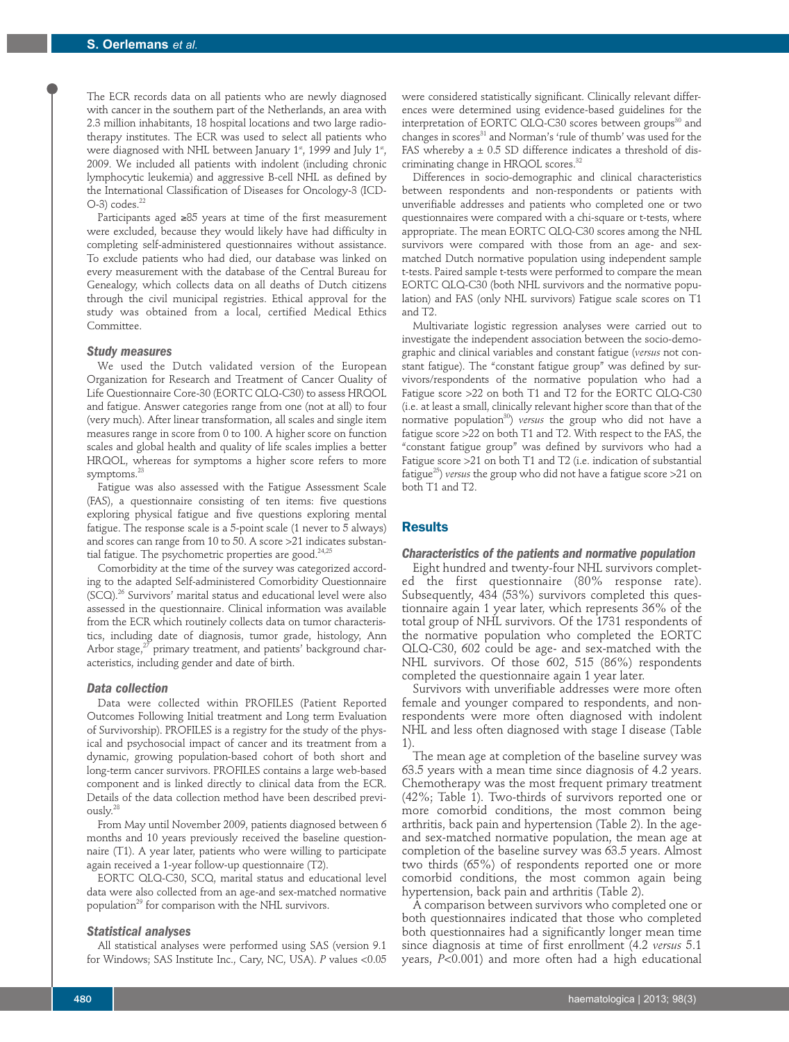The ECR records data on all patients who are newly diagnosed with cancer in the southern part of the Netherlands, an area with 2.3 million inhabitants, 18 hospital locations and two large radiotherapy institutes. The ECR was used to select all patients who were diagnosed with NHL between January 1st, 1999 and July 1st, 2009. We included all patients with indolent (including chronic lymphocytic leukemia) and aggressive B-cell NHL as defined by the International Classification of Diseases for Oncology-3 (ICD-O-3) codes.[22]

Participants aged ≥85 years at time of the first measurement were excluded, because they would likely have had difficulty in completing self-administered questionnaires without assistance. To exclude patients who had died, our database was linked on every measurement with the database of the Central Bureau for Genealogy, which collects data on all deaths of Dutch citizens through the civil municipal registries. Ethical approval for the study was obtained from a local, certified Medical Ethics Committee.

### Study measures

We used the Dutch validated version of the European Organization for Research and Treatment of Cancer Quality of Life Questionnaire Core-30 (EORTC QLQ-C30) to assess HRQOL and fatigue. Answer categories range from one (not at all) to four (very much). After linear transformation, all scales and single item measures range in score from 0 to 100. A higher score on function scales and global health and quality of life scales implies a better HRQOL, whereas for symptoms a higher score refers to more symptoms.[23]

Fatigue was also assessed with the Fatigue Assessment Scale (FAS), a questionnaire consisting of ten items: five questions exploring physical fatigue and five questions exploring mental fatigue. The response scale is a 5-point scale (1 never to 5 always) and scores can range from 10 to 50. A score >21 indicates substantial fatigue. The psychometric properties are good.[24,25]

Comorbidity at the time of the survey was categorized according to the adapted Self-administered Comorbidity Questionnaire (SCQ).[26] Survivors' marital status and educational level were also assessed in the questionnaire. Clinical information was available from the ECR which routinely collects data on tumor characteristics, including date of diagnosis, tumor grade, histology, Ann Arbor stage,[27] primary treatment, and patients' background characteristics, including gender and date of birth.

### Data collection

Data were collected within PROFILES (Patient Reported Outcomes Following Initial treatment and Long term Evaluation of Survivorship). PROFILES is a registry for the study of the physical and psychosocial impact of cancer and its treatment from a dynamic, growing population-based cohort of both short and long-term cancer survivors. PROFILES contains a large web-based component and is linked directly to clinical data from the ECR. Details of the data collection method have been described previously.[28]

From May until November 2009, patients diagnosed between 6 months and 10 years previously received the baseline questionnaire (T1). A year later, patients who were willing to participate again received a 1-year follow-up questionnaire (T2).

EORTC QLQ-C30, SCQ, marital status and educational level data were also collected from an age-and sex-matched normative population[29] for comparison with the NHL survivors.

### Statistical analyses

All statistical analyses were performed using SAS (version 9.1 for Windows; SAS Institute Inc., Cary, NC, USA). *P* values <0.05 were considered statistically significant. Clinically relevant differences were determined using evidence-based guidelines for the interpretation of EORTC QLQ-C30 scores between groups[30] and changes in scores[31] and Norman's 'rule of thumb' was used for the FAS whereby a ± 0.5 SD difference indicates a threshold of discriminating change in HRQOL scores.[32]

Differences in socio-demographic and clinical characteristics between respondents and non-respondents or patients with unverifiable addresses and patients who completed one or two questionnaires were compared with a chi-square or t-tests, where appropriate. The mean EORTC QLQ-C30 scores among the NHL survivors were compared with those from an age- and sex-matched Dutch normative population using independent sample t-tests. Paired sample t-tests were performed to compare the mean EORTC QLQ-C30 (both NHL survivors and the normative population) and FAS (only NHL survivors) Fatigue scale scores on T1 and T2.

Multivariate logistic regression analyses were carried out to investigate the independent association between the socio-demographic and clinical variables and constant fatigue (*versus* not constant fatigue). The "constant fatigue group" was defined by survivors/respondents of the normative population who had a Fatigue score >22 on both T1 and T2 for the EORTC QLQ-C30 (i.e. at least a small, clinically relevant higher score than that of the normative population[30]) *versus* the group who did not have a fatigue score >22 on both T1 and T2. With respect to the FAS, the "constant fatigue group" was defined by survivors who had a Fatigue score >21 on both T1 and T2 (i.e. indication of substantial fatigue[25]) *versus* the group who did not have a fatigue score >21 on both T1 and T2.

## Results

### Characteristics of the patients and normative population

Eight hundred and twenty-four NHL survivors completed the first questionnaire (80% response rate). Subsequently, 434 (53%) survivors completed this questionnaire again 1 year later, which represents 36% of the total group of NHL survivors. Of the 1731 respondents of the normative population who completed the EORTC QLQ-C30, 602 could be age- and sex-matched with the NHL survivors. Of those 602, 515 (86%) respondents completed the questionnaire again 1 year later.

Survivors with unverifiable addresses were more often female and younger compared to respondents, and non-respondents were more often diagnosed with indolent NHL and less often diagnosed with stage I disease (Table 1).

The mean age at completion of the baseline survey was 63.5 years with a mean time since diagnosis of 4.2 years. Chemotherapy was the most frequent primary treatment (42%; Table 1). Two-thirds of survivors reported one or more comorbid conditions, the most common being arthritis, back pain and hypertension (Table 2). In the age- and sex-matched normative population, the mean age at completion of the baseline survey was 63.5 years. Almost two thirds (65%) of respondents reported one or more comorbid conditions, the most common again being hypertension, back pain and arthritis (Table 2).

A comparison between survivors who completed one or both questionnaires indicated that those who completed both questionnaires had a significantly longer mean time since diagnosis at time of first enrollment (4.2 *versus* 5.1 years, *P*<0.001) and more often had a high educational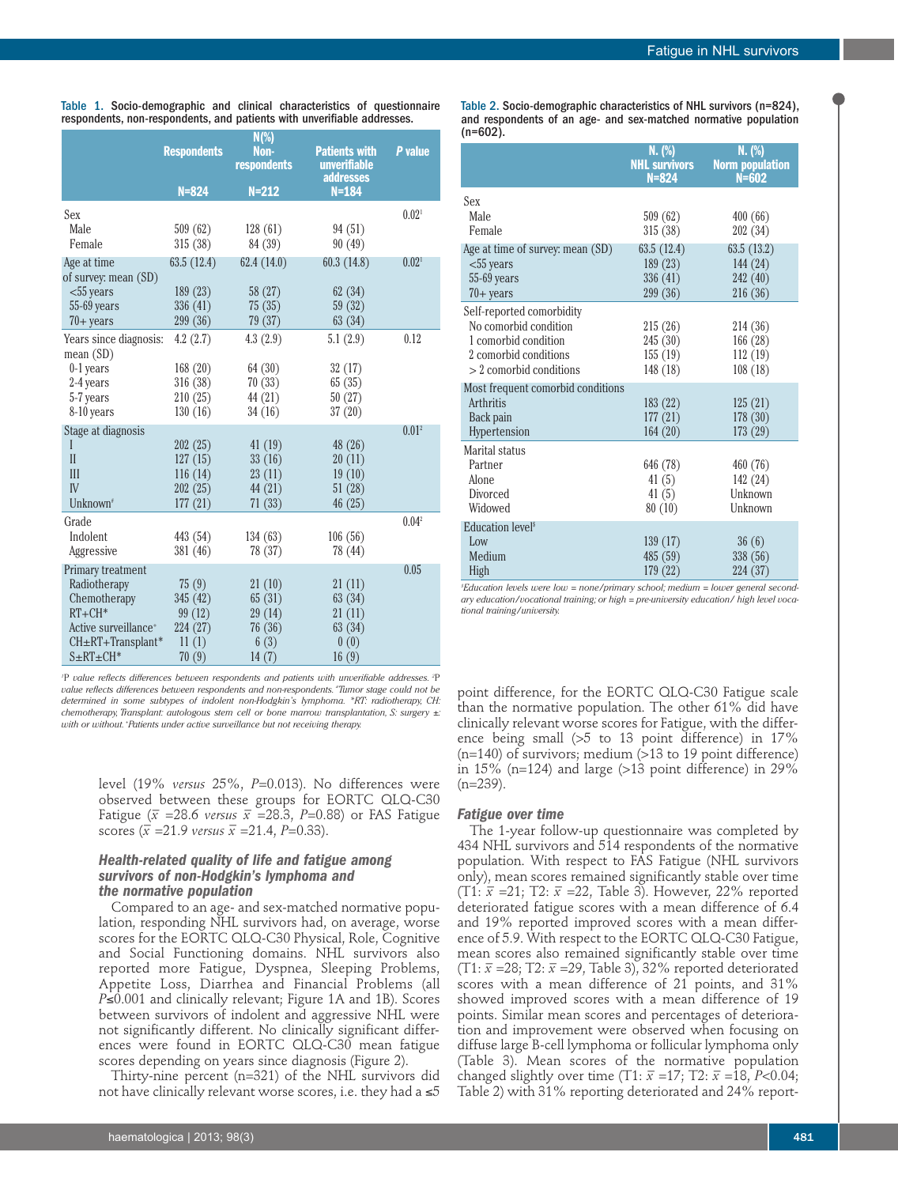Table 1. Socio-demographic and clinical characteristics of questionnaire respondents, non-respondents, and patients with unverifiable addresses.

| | Respondents N=824 | N(%) Non-respondents N=212 | Patients with unverifiable addresses N=184 | P value |
|---|---|---|---|---|
| Sex | | | | 0.02[1] |
| Male | 509 (62) | 128 (61) | 94 (51) | |
| Female | 315 (38) | 84 (39) | 90 (49) | |
| Age at time of survey: mean (SD) | 63.5 (12.4) | 62.4 (14.0) | 60.3 (14.8) | 0.02[1] |
| <55 years | 189 (23) | 58 (27) | 62 (34) | |
| 55-69 years | 336 (41) | 75 (35) | 59 (32) | |
| 70+ years | 299 (36) | 79 (37) | 63 (34) | |
| Years since diagnosis: mean (SD) | 4.2 (2.7) | 4.3 (2.9) | 5.1 (2.9) | 0.12 |
| 0-1 years | 168 (20) | 64 (30) | 32 (17) | |
| 2-4 years | 316 (38) | 70 (33) | 65 (35) | |
| 5-7 years | 210 (25) | 44 (21) | 50 (27) | |
| 8-10 years | 130 (16) | 34 (16) | 37 (20) | |
| Stage at diagnosis | | | | 0.01[2] |
| I | 202 (25) | 41 (19) | 48 (26) | |
| II | 127 (15) | 33 (16) | 20 (11) | |
| III | 116 (14) | 23 (11) | 19 (10) | |
| IV | 202 (25) | 44 (21) | 51 (28) | |
| Unknown[#] | 177 (21) | 71 (33) | 46 (25) | |
| Grade | | | | 0.04[2] |
| Indolent | 443 (54) | 134 (63) | 106 (56) | |
| Aggressive | 381 (46) | 78 (37) | 78 (44) | |
| Primary treatment | | | | 0.05 |
| Radiotherapy | 75 (9) | 21 (10) | 21 (11) | |
| Chemotherapy | 345 (42) | 65 (31) | 63 (34) | |
| RT+CH* | 99 (12) | 29 (14) | 21 (11) | |
| Active surveillance[+] | 224 (27) | 76 (36) | 63 (34) | |
| CH±RT+Transplant* | 11 (1) | 6 (3) | 0 (0) | |
| S±RT±CH* | 70 (9) | 14 (7) | 16 (9) | |

[1]P value reflects differences between respondents and patients with unverifiable addresses. [2]P value reflects differences between respondents and non-respondents. [#]Tumor stage could not be determined in some subtypes of indolent non-Hodgkin's lymphoma. *RT: radiotherapy, CH: chemotherapy, Transplant: autologous stem cell or bone marrow transplantation, S: surgery ±: with or without. [+]Patients under active surveillance but not receiving therapy.

Table 2. Socio-demographic characteristics of NHL survivors (n=824), and respondents of an age- and sex-matched normative population (n=602).

| | N. (%) NHL survivors N=824 | N. (%) Norm population N=602 |
|---|---|---|
| Sex | | |
| Male | 509 (62) | 400 (66) |
| Female | 315 (38) | 202 (34) |
| Age at time of survey: mean (SD) | 63.5 (12.4) | 63.5 (13.2) |
| <55 years | 189 (23) | 144 (24) |
| 55-69 years | 336 (41) | 242 (40) |
| 70+ years | 299 (36) | 216 (36) |
| Self-reported comorbidity | | |
| No comorbid condition | 215 (26) | 214 (36) |
| 1 comorbid condition | 245 (30) | 166 (28) |
| 2 comorbid conditions | 155 (19) | 112 (19) |
| > 2 comorbid conditions | 148 (18) | 108 (18) |
| Most frequent comorbid conditions | | |
| Arthritis | 183 (22) | 125 (21) |
| Back pain | 177 (21) | 178 (30) |
| Hypertension | 164 (20) | 173 (29) |
| Marital status | | |
| Partner | 646 (78) | 460 (76) |
| Alone | 41 (5) | 142 (24) |
| Divorced | 41 (5) | Unknown |
| Widowed | 80 (10) | Unknown |
| Education level[$] | | |
| Low | 139 (17) | 36 (6) |
| Medium | 485 (59) | 338 (56) |
| High | 179 (22) | 224 (37) |

[$]Education levels were low = none/primary school; medium = lower general secondary education/vocational training; or high = pre-university education/ high level vocational training/university.

level (19% *versus* 25%, *P*=0.013). No differences were observed between these groups for EORTC QLQ-C30 Fatigue ($\bar{x}$ =28.6 *versus* $\bar{x}$ =28.3, *P*=0.88) or FAS Fatigue scores ($\bar{x}$ =21.9 *versus* $\bar{x}$ =21.4, *P*=0.33).

### Health-related quality of life and fatigue among survivors of non-Hodgkin's lymphoma and the normative population

Compared to an age- and sex-matched normative population, responding NHL survivors had, on average, worse scores for the EORTC QLQ-C30 Physical, Role, Cognitive and Social Functioning domains. NHL survivors also reported more Fatigue, Dyspnea, Sleeping Problems, Appetite Loss, Diarrhea and Financial Problems (all *P*≤0.001 and clinically relevant; Figure 1A and 1B). Scores between survivors of indolent and aggressive NHL were not significantly different. No clinically significant differences were found in EORTC QLQ-C30 mean fatigue scores depending on years since diagnosis (Figure 2).

Thirty-nine percent (n=321) of the NHL survivors did not have clinically relevant worse scores, i.e. they had a ≤5 point difference, for the EORTC QLQ-C30 Fatigue scale than the normative population. The other 61% did have clinically relevant worse scores for Fatigue, with the difference being small (>5 to 13 point difference) in 17% (n=140) of survivors; medium (>13 to 19 point difference) in 15% (n=124) and large (>13 point difference) in 29% (n=239).

### Fatigue over time

The 1-year follow-up questionnaire was completed by 434 NHL survivors and 514 respondents of the normative population. With respect to FAS Fatigue (NHL survivors only), mean scores remained significantly stable over time (T1: $\bar{x}$ =21; T2: $\bar{x}$ =22, Table 3). However, 22% reported deteriorated fatigue scores with a mean difference of 6.4 and 19% reported improved scores with a mean difference of 5.9. With respect to the EORTC QLQ-C30 Fatigue, mean scores also remained significantly stable over time (T1: $\bar{x}$ =28; T2: $\bar{x}$ =29, Table 3), 32% reported deteriorated scores with a mean difference of 21 points, and 31% showed improved scores with a mean difference of 19 points. Similar mean scores and percentages of deterioration and improvement were observed when focusing on diffuse large B-cell lymphoma or follicular lymphoma only (Table 3). Mean scores of the normative population changed slightly over time (T1: $\bar{x}$ =17; T2: $\bar{x}$ =18, *P*<0.04; Table 2) with 31% reporting deteriorated and 24% report-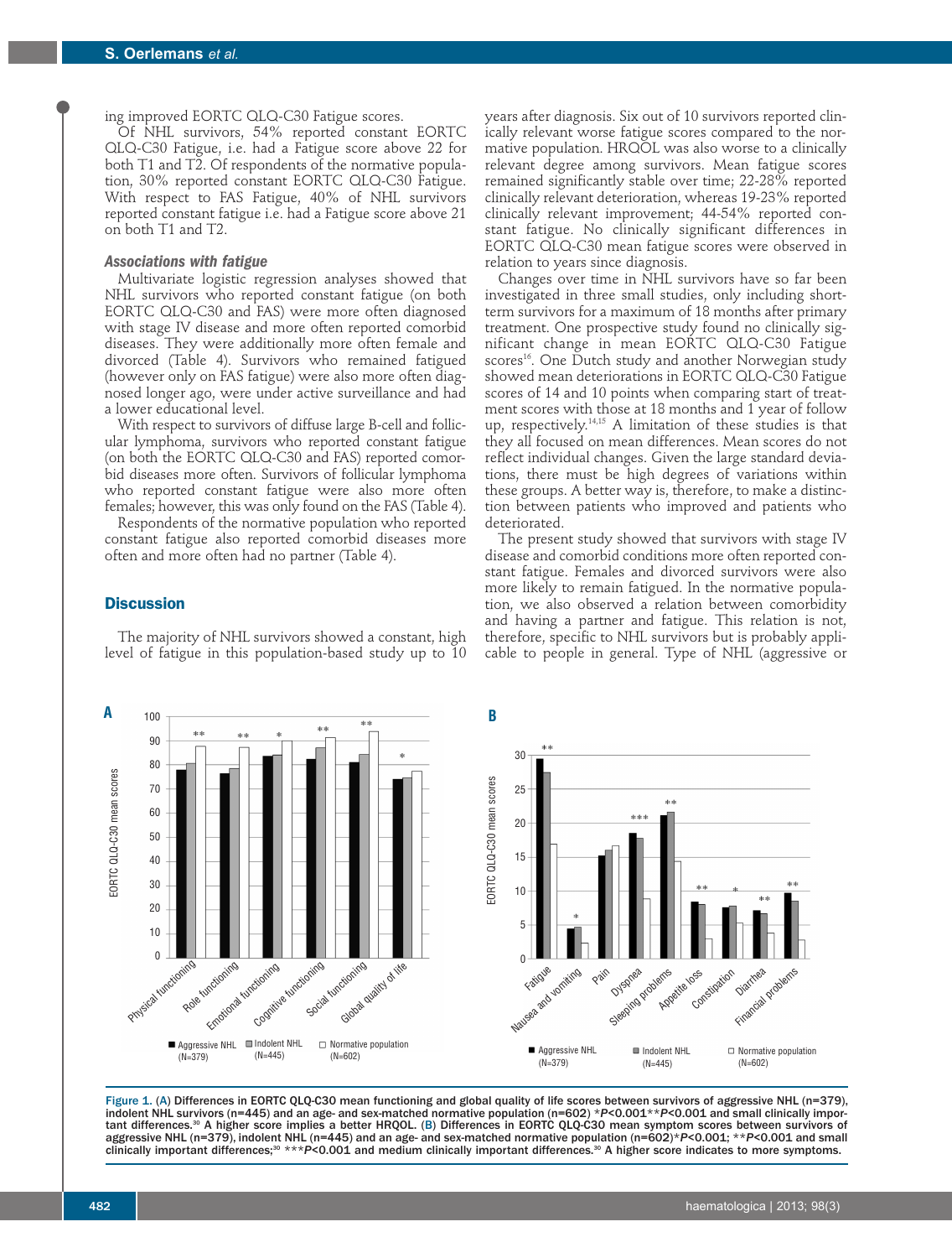ing improved EORTC QLQ-C30 Fatigue scores.

Of NHL survivors, 54% reported constant EORTC QLQ-C30 Fatigue, i.e. had a Fatigue score above 22 for both T1 and T2. Of respondents of the normative population, 30% reported constant EORTC QLQ-C30 Fatigue. With respect to FAS Fatigue, 40% of NHL survivors reported constant fatigue i.e. had a Fatigue score above 21 on both T1 and T2.

### *Associations with fatigue*

Multivariate logistic regression analyses showed that NHL survivors who reported constant fatigue (on both EORTC QLQ-C30 and FAS) were more often diagnosed with stage IV disease and more often reported comorbid diseases. They were additionally more often female and divorced (Table 4). Survivors who remained fatigued (however only on FAS fatigue) were also more often diagnosed longer ago, were under active surveillance and had a lower educational level.

With respect to survivors of diffuse large B-cell and follicular lymphoma, survivors who reported constant fatigue (on both the EORTC QLQ-C30 and FAS) reported comorbid diseases more often. Survivors of follicular lymphoma who reported constant fatigue were also more often females; however, this was only found on the FAS (Table 4).

Respondents of the normative population who reported constant fatigue also reported comorbid diseases more often and more often had no partner (Table 4).

## Discussion

The majority of NHL survivors showed a constant, high level of fatigue in this population-based study up to 10 years after diagnosis. Six out of 10 survivors reported clinically relevant worse fatigue scores compared to the normative population. HRQOL was also worse to a clinically relevant degree among survivors. Mean fatigue scores remained significantly stable over time; 22-28% reported clinically relevant deterioration, whereas 19-23% reported clinically relevant improvement; 44-54% reported constant fatigue. No clinically significant differences in EORTC QLQ-C30 mean fatigue scores were observed in relation to years since diagnosis.

Changes over time in NHL survivors have so far been investigated in three small studies, only including short-term survivors for a maximum of 18 months after primary treatment. One prospective study found no clinically significant change in mean EORTC QLQ-C30 Fatigue scores[16]. One Dutch study and another Norwegian study showed mean deteriorations in EORTC QLQ-C30 Fatigue scores of 14 and 10 points when comparing start of treatment scores with those at 18 months and 1 year of follow up, respectively.[14,15] A limitation of these studies is that they all focused on mean differences. Mean scores do not reflect individual changes. Given the large standard deviations, there must be high degrees of variations within these groups. A better way is, therefore, to make a distinction between patients who improved and patients who deteriorated.

The present study showed that survivors with stage IV disease and comorbid conditions more often reported constant fatigue. Females and divorced survivors were also more likely to remain fatigued. In the normative population, we also observed a relation between comorbidity and having a partner and fatigue. This relation is not, therefore, specific to NHL survivors but is probably applicable to people in general. Type of NHL (aggressive or

Figure 1. (A) Differences in EORTC QLQ-C30 mean functioning and global quality of life scores between survivors of aggressive NHL (n=379), indolent NHL survivors (n=445) and an age- and sex-matched normative population (n=602) *$P$<0.001**$P$<0.001 and small clinically important differences.[30] A higher score implies a better HRQOL. (B) Differences in EORTC QLQ-C30 mean symptom scores between survivors of aggressive NHL (n=379), indolent NHL (n=445) and an age- and sex-matched normative population (n=602)*$P$<0.001; **$P$<0.001 and small clinically important differences;[30] ***$P$<0.001 and medium clinically important differences.[30] A higher score indicates to more symptoms.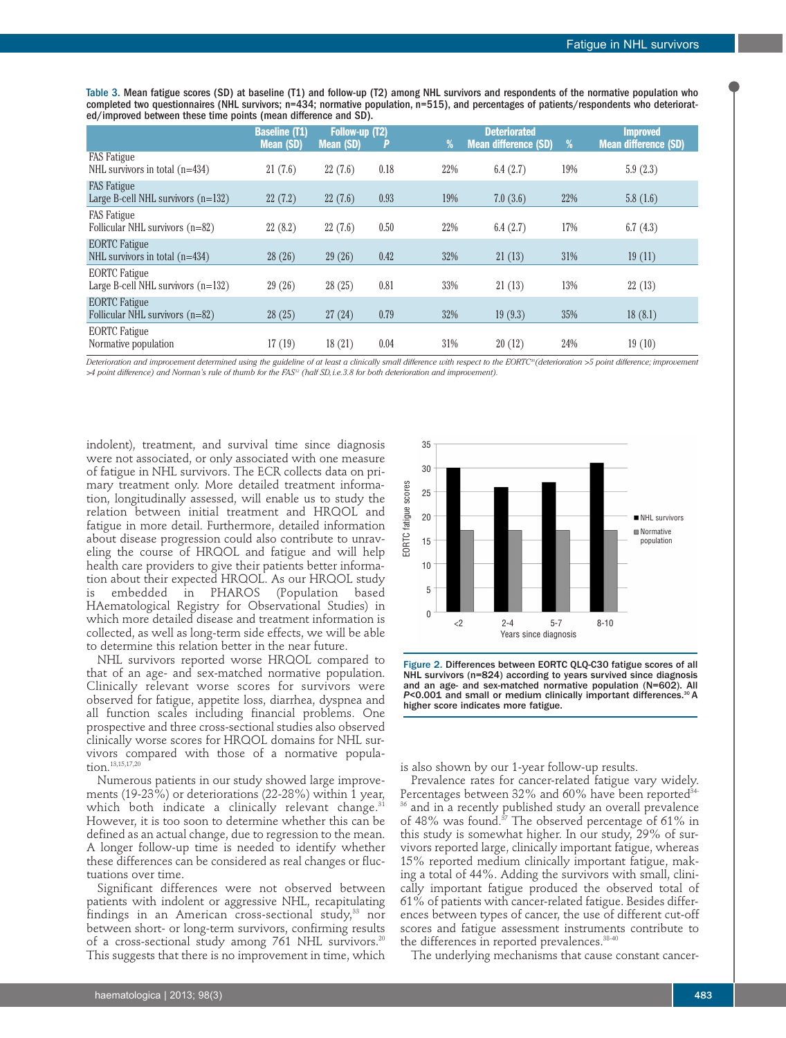**Table 3.** Mean fatigue scores (SD) at baseline (T1) and follow-up (T2) among NHL survivors and respondents of the normative population who completed two questionnaires (NHL survivors; n=434; normative population, n=515), and percentages of patients/respondents who deteriorated/improved between these time points (mean difference and SD).

| | Baseline (T1) Mean (SD) | Follow-up (T2) Mean (SD) | P | Deteriorated % | Deteriorated Mean difference (SD) | Improved % | Improved Mean difference (SD) |
|---|---|---|---|---|---|---|---|
| FAS Fatigue<br>NHL survivors in total (n=434) | 21 (7.6) | 22 (7.6) | 0.18 | 22% | 6.4 (2.7) | 19% | 5.9 (2.3) |
| FAS Fatigue<br>Large B-cell NHL survivors (n=132) | 22 (7.2) | 22 (7.6) | 0.93 | 19% | 7.0 (3.6) | 22% | 5.8 (1.6) |
| FAS Fatigue<br>Follicular NHL survivors (n=82) | 22 (8.2) | 22 (7.6) | 0.50 | 22% | 6.4 (2.7) | 17% | 6.7 (4.3) |
| EORTC Fatigue<br>NHL survivors in total (n=434) | 28 (26) | 29 (26) | 0.42 | 32% | 21 (13) | 31% | 19 (11) |
| EORTC Fatigue<br>Large B-cell NHL survivors (n=132) | 29 (26) | 28 (25) | 0.81 | 33% | 21 (13) | 13% | 22 (13) |
| EORTC Fatigue<br>Follicular NHL survivors (n=82) | 28 (25) | 27 (24) | 0.79 | 32% | 19 (9.3) | 35% | 18 (8.1) |
| EORTC Fatigue<br>Normative population | 17 (19) | 18 (21) | 0.04 | 31% | 20 (12) | 24% | 19 (10) |

*Deterioration and improvement determined using the guideline of at least a clinically small difference with respect to the EORTC[31] (deterioration >5 point difference; improvement >4 point difference) and Norman's rule of thumb for the FAS[32] (half SD, i.e.3.8 for both deterioration and improvement).*

indolent), treatment, and survival time since diagnosis were not associated, or only associated with one measure of fatigue in NHL survivors. The ECR collects data on primary treatment only. More detailed treatment information, longitudinally assessed, will enable us to study the relation between initial treatment and HRQOL and fatigue in more detail. Furthermore, detailed information about disease progression could also contribute to unraveling the course of HRQOL and fatigue and will help health care providers to give their patients better information about their expected HRQOL. As our HRQOL study is embedded in PHAROS (Population based HAematological Registry for Observational Studies) in which more detailed disease and treatment information is collected, as well as long-term side effects, we will be able to determine this relation better in the near future.

NHL survivors reported worse HRQOL compared to that of an age- and sex-matched normative population. Clinically relevant worse scores for survivors were observed for fatigue, appetite loss, diarrhea, dyspnea and all function scales including financial problems. One prospective and three cross-sectional studies also observed clinically worse scores for HRQOL domains for NHL survivors compared with those of a normative population.[13,15,17,20]

Numerous patients in our study showed large improvements (19-23%) or deteriorations (22-28%) within 1 year, which both indicate a clinically relevant change.[31] However, it is too soon to determine whether this can be defined as an actual change, due to regression to the mean. A longer follow-up time is needed to identify whether these differences can be considered as real changes or fluctuations over time.

Significant differences were not observed between patients with indolent or aggressive NHL, recapitulating findings in an American cross-sectional study,[33] nor between short- or long-term survivors, confirming results of a cross-sectional study among 761 NHL survivors.[20] This suggests that there is no improvement in time, which is also shown by our 1-year follow-up results.

**Figure 2.** Differences between EORTC QLQ-C30 fatigue scores of all NHL survivors (n=824) according to years survived since diagnosis and an age- and sex-matched normative population (N=602). All $P<0.001$ and small or medium clinically important differences.[30] A higher score indicates more fatigue.

Prevalence rates for cancer-related fatigue vary widely. Percentages between 32% and 60% have been reported[34-36] and in a recently published study an overall prevalence of 48% was found.[37] The observed percentage of 61% in this study is somewhat higher. In our study, 29% of survivors reported large, clinically important fatigue, whereas 15% reported medium clinically important fatigue, making a total of 44%. Adding the survivors with small, clinically important fatigue produced the observed total of 61% of patients with cancer-related fatigue. Besides differences between types of cancer, the use of different cut-off scores and fatigue assessment instruments contribute to the differences in reported prevalences.[38-40]

The underlying mechanisms that cause constant cancer-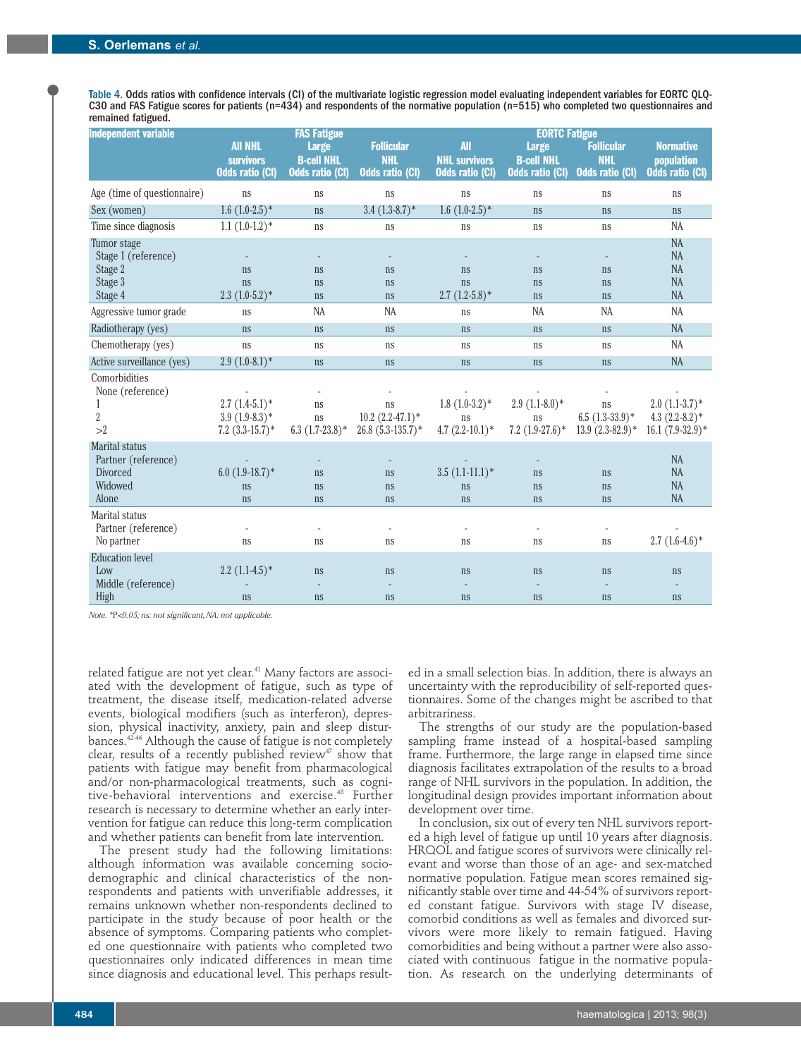Table 4. Odds ratios with confidence intervals (CI) of the multivariate logistic regression model evaluating independent variables for EORTC QLQ-C30 and FAS Fatigue scores for patients (n=434) and respondents of the normative population (n=515) who completed two questionnaires and remained fatigued.

| Independent variable | FAS Fatigue | | | EORTC Fatigue | | | |
|---|---|---|---|---|---|---|---|
| | All NHL survivors Odds ratio (CI) | Large B-cell NHL Odds ratio (CI) | Follicular NHL Odds ratio (CI) | All NHL survivors Odds ratio (CI) | Large B-cell NHL Odds ratio (CI) | Follicular NHL Odds ratio (CI) | Normative population Odds ratio (CI) |
| Age (time of questionnaire) | ns | ns | ns | ns | ns | ns | ns |
| Sex (women) | 1.6 (1.0-2.5)* | ns | 3.4 (1.3-8.7)* | 1.6 (1.0-2.5)* | ns | ns | ns |
| Time since diagnosis | 1.1 (1.0-1.2)* | ns | ns | ns | ns | ns | NA |
| Tumor stage | | | | | | | NA |
| Stage 1 (reference) | - | - | - | - | - | - | NA |
| Stage 2 | ns | ns | ns | ns | ns | ns | NA |
| Stage 3 | ns | ns | ns | ns | ns | ns | NA |
| Stage 4 | 2.3 (1.0-5.2)* | ns | ns | 2.7 (1.2-5.8)* | ns | ns | NA |
| Aggressive tumor grade | ns | NA | NA | ns | NA | NA | NA |
| Radiotherapy (yes) | ns | ns | ns | ns | ns | ns | NA |
| Chemotherapy (yes) | ns | ns | ns | ns | ns | ns | NA |
| Active surveillance (yes) | 2.9 (1.0-8.1)* | ns | ns | ns | ns | ns | NA |
| Comorbidities | | | | | | | |
| None (reference) | - | - | - | - | - | - | - |
| 1 | 2.7 (1.4-5.1)* | ns | ns | 1.8 (1.0-3.2)* | 2.9 (1.1-8.0)* | ns | 2.0 (1.1-3.7)* |
| 2 | 3.9 (1.9-8.3)* | ns | 10.2 (2.2-47.1)* | ns | ns | 6.5 (1.3-33.9)* | 4.3 (2.2-8.2)* |
| >2 | 7.2 (3.3-15.7)* | 6.3 (1.7-23.8)* | 26.8 (5.3-135.7)* | 4.7 (2.2-10.1)* | 7.2 (1.9-27.6)* | 13.9 (2.3-82.9)* | 16.1 (7.9-32.9)* |
| Marital status | | | | | | | |
| Partner (reference) | - | - | - | - | - | | NA |
| Divorced | 6.0 (1.9-18.7)* | ns | ns | 3.5 (1.1-11.1)* | ns | ns | NA |
| Widowed | ns | ns | ns | ns | ns | ns | NA |
| Alone | ns | ns | ns | ns | ns | ns | NA |
| Marital status | | | | | | | |
| Partner (reference) | - | - | - | - | - | - | - |
| No partner | ns | ns | ns | ns | ns | ns | 2.7 (1.6-4.6)* |
| Education level | | | | | | | |
| Low | 2.2 (1.1-4.5)* | ns | ns | ns | ns | ns | ns |
| Middle (reference) | - | - | - | - | - | - | - |
| High | ns | ns | ns | ns | ns | ns | ns |

*Note.* *P<0.05; ns: not significant, NA: not applicable.

related fatigue are not yet clear.[41] Many factors are associated with the development of fatigue, such as type of treatment, the disease itself, medication-related adverse events, biological modifiers (such as interferon), depression, physical inactivity, anxiety, pain and sleep disturbances.[42-46] Although the cause of fatigue is not completely clear, results of a recently published review[47] show that patients with fatigue may benefit from pharmacological and/or non-pharmacological treatments, such as cognitive-behavioral interventions and exercise.[48] Further research is necessary to determine whether an early intervention for fatigue can reduce this long-term complication and whether patients can benefit from late intervention.

The present study had the following limitations: although information was available concerning sociodemographic and clinical characteristics of the non-respondents and patients with unverifiable addresses, it remains unknown whether non-respondents declined to participate in the study because of poor health or the absence of symptoms. Comparing patients who completed one questionnaire with patients who completed two questionnaires only indicated differences in mean time since diagnosis and educational level. This perhaps resulted in a small selection bias. In addition, there is always an uncertainty with the reproducibility of self-reported questionnaires. Some of the changes might be ascribed to that arbitrariness.

The strengths of our study are the population-based sampling frame instead of a hospital-based sampling frame. Furthermore, the large range in elapsed time since diagnosis facilitates extrapolation of the results to a broad range of NHL survivors in the population. In addition, the longitudinal design provides important information about development over time.

In conclusion, six out of every ten NHL survivors reported a high level of fatigue up until 10 years after diagnosis. HRQOL and fatigue scores of survivors were clinically relevant and worse than those of an age- and sex-matched normative population. Fatigue mean scores remained significantly stable over time and 44-54% of survivors reported constant fatigue. Survivors with stage IV disease, comorbid conditions as well as females and divorced survivors were more likely to remain fatigued. Having comorbidities and being without a partner were also associated with continuous fatigue in the normative population. As research on the underlying determinants of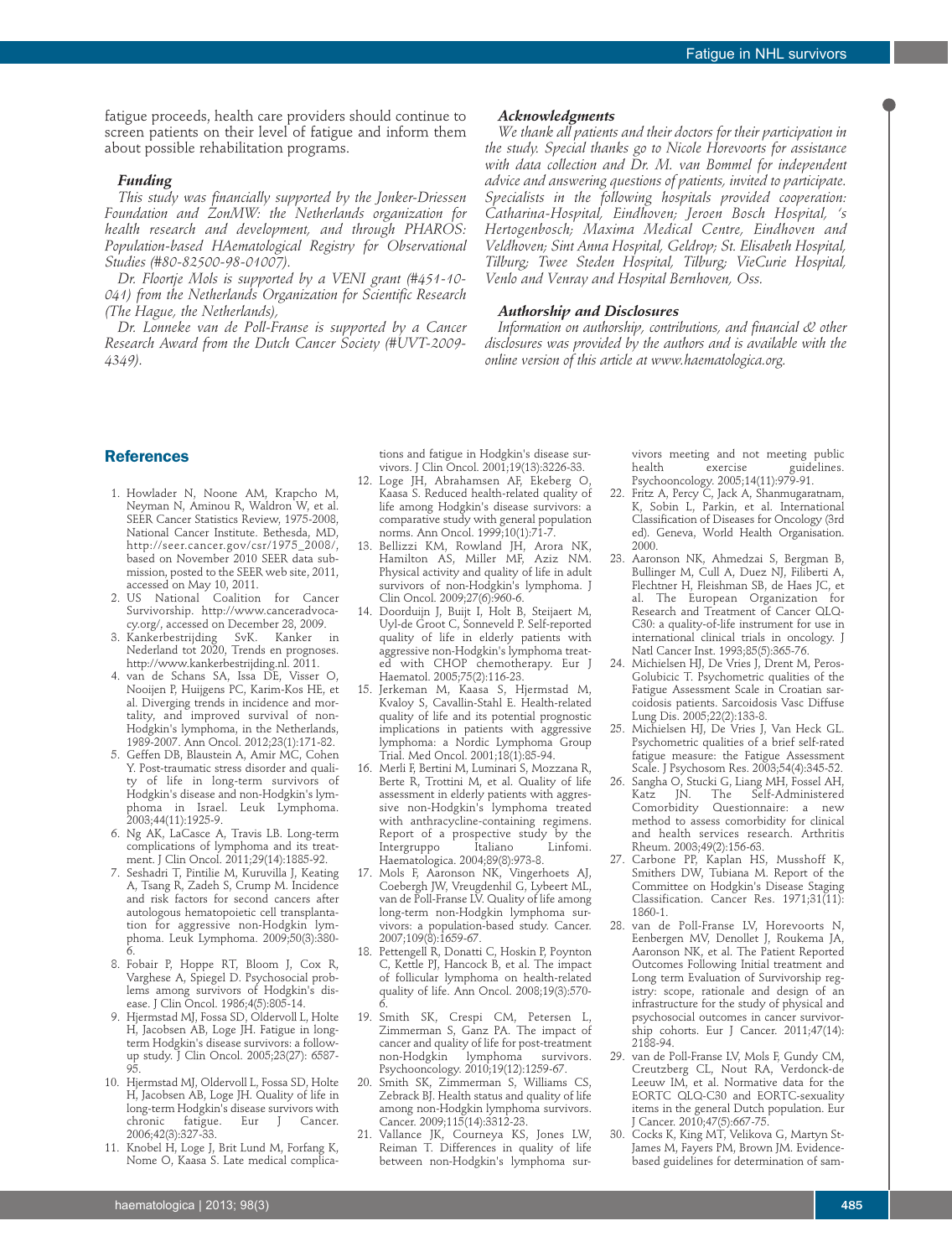fatigue proceeds, health care providers should continue to screen patients on their level of fatigue and inform them about possible rehabilitation programs.

### Funding

*This study was financially supported by the Jonker-Driessen Foundation and ZonMW: the Netherlands organization for health research and development, and through PHAROS: Population-based HAematological Registry for Observational Studies (#80-82500-98-01007).*

*Dr. Floortje Mols is supported by a VENI grant (#451-10-041) from the Netherlands Organization for Scientific Research (The Hague, the Netherlands),*

*Dr. Lonneke van de Poll-Franse is supported by a Cancer Research Award from the Dutch Cancer Society (#UVT-2009-4349).*

### Acknowledgments

*We thank all patients and their doctors for their participation in the study. Special thanks go to Nicole Horevoorts for assistance with data collection and Dr. M. van Bommel for independent advice and answering questions of patients, invited to participate. Specialists in the following hospitals provided cooperation: Catharina-Hospital, Eindhoven; Jeroen Bosch Hospital, 's Hertogenbosch; Maxima Medical Centre, Eindhoven and Veldhoven; Sint Anna Hospital, Geldrop; St. Elisabeth Hospital, Tilburg; Twee Steden Hospital, Tilburg; VieCurie Hospital, Venlo and Venray and Hospital Bernhoven, Oss.*

### Authorship and Disclosures

*Information on authorship, contributions, and financial & other disclosures was provided by the authors and is available with the online version of this article at www.haematologica.org.*

## References

1. Howlader N, Noone AM, Krapcho M, Neyman N, Aminou R, Waldron W, et al. SEER Cancer Statistics Review, 1975-2008, National Cancer Institute. Bethesda, MD, http://seer.cancer.gov/csr/1975_2008/, based on November 2010 SEER data submission, posted to the SEER web site, 2011, accessed on May 10, 2011.
2. US National Coalition for Cancer Survivorship. http://www.canceradvocacy.org/, accessed on December 28, 2009.
3. Kankerbestrijding SvK. Kanker in Nederland tot 2020, Trends en prognoses. http://www.kankerbestrijding.nl. 2011.
4. van de Schans SA, Issa DE, Visser O, Nooijen P, Huijgens PC, Karim-Kos HE, et al. Diverging trends in incidence and mortality, and improved survival of non-Hodgkin's lymphoma, in the Netherlands, 1989-2007. Ann Oncol. 2012;23(1):171-82.
5. Geffen DB, Blaustein A, Amir MC, Cohen Y. Post-traumatic stress disorder and quality of life in long-term survivors of Hodgkin's disease and non-Hodgkin's lymphoma in Israel. Leuk Lymphoma. 2003;44(11):1925-9.
6. Ng AK, LaCasce A, Travis LB. Long-term complications of lymphoma and its treatment. J Clin Oncol. 2011;29(14):1885-92.
7. Seshadri T, Pintilie M, Kuruvilla J, Keating A, Tsang R, Zadeh S, Crump M. Incidence and risk factors for second cancers after autologous hematopoietic cell transplantation for aggressive non-Hodgkin lymphoma. Leuk Lymphoma. 2009;50(3):380-6.
8. Fobair P, Hoppe RT, Bloom J, Cox R, Varghese A, Spiegel D. Psychosocial problems among survivors of Hodgkin's disease. J Clin Oncol. 1986;4(5):805-14.
9. Hjermstad MJ, Fossa SD, Oldervoll L, Holte H, Jacobsen AB, Loge JH. Fatigue in long-term Hodgkin's disease survivors: a follow-up study. J Clin Oncol. 2005;23(27): 6587-95.
10. Hjermstad MJ, Oldervoll L, Fossa SD, Holte H, Jacobsen AB, Loge JH. Quality of life in long-term Hodgkin's disease survivors with chronic fatigue. Eur J Cancer. 2006;42(3):327-33.
11. Knobel H, Loge J, Brit Lund M, Forfang K, Nome O, Kaasa S. Late medical complications and fatigue in Hodgkin's disease survivors. J Clin Oncol. 2001;19(13):3226-33.
12. Loge JH, Abrahamsen AF, Ekeberg O, Kaasa S. Reduced health-related quality of life among Hodgkin's disease survivors: a comparative study with general population norms. Ann Oncol. 1999;10(1):71-7.
13. Bellizzi KM, Rowland JH, Arora NK, Hamilton AS, Miller MF, Aziz NM. Physical activity and quality of life in adult survivors of non-Hodgkin's lymphoma. J Clin Oncol. 2009;27(6):960-6.
14. Doorduijn J, Buijt I, Holt B, Steijaert M, Uyl-de Groot C, Sonneveld P. Self-reported quality of life in elderly patients with aggressive non-Hodgkin's lymphoma treated with CHOP chemotherapy. Eur J Haematol. 2005;75(2):116-23.
15. Jerkeman M, Kaasa S, Hjermstad M, Kvaloy S, Cavallin-Stahl E. Health-related quality of life and its potential prognostic implications in patients with aggressive lymphoma: a Nordic Lymphoma Group Trial. Med Oncol. 2001;18(1):85-94.
16. Merli F, Bertini M, Luminari S, Mozzana R, Berte R, Trottini M, et al. Quality of life assessment in elderly patients with aggressive non-Hodgkin's lymphoma treated with anthracycline-containing regimens. Report of a prospective study by the Intergruppo Italiano Linfomi. Haematologica. 2004;89(8):973-8.
17. Mols F, Aaronson NK, Vingerhoets AJ, Coebergh JW, Vreugdenhil G, Lybeert ML, van de Poll-Franse LV. Quality of life among long-term non-Hodgkin lymphoma survivors: a population-based study. Cancer. 2007;109(8):1659-67.
18. Pettengell R, Donatti C, Hoskin P, Poynton C, Kettle PJ, Hancock B, et al. The impact of follicular lymphoma on health-related quality of life. Ann Oncol. 2008;19(3):570-6.
19. Smith SK, Crespi CM, Petersen L, Zimmerman S, Ganz PA. The impact of cancer and quality of life for post-treatment non-Hodgkin lymphoma survivors. Psychooncology. 2010;19(12):1259-67.
20. Smith SK, Zimmerman S, Williams CS, Zebrack BJ. Health status and quality of life among non-Hodgkin lymphoma survivors. Cancer. 2009;115(14):3312-23.
21. Vallance JK, Courneya KS, Jones LW, Reiman T. Differences in quality of life between non-Hodgkin's lymphoma survivors meeting and not meeting public health exercise guidelines. Psychooncology. 2005;14(11):979-91.
22. Fritz A, Percy C, Jack A, Shanmugaratnam, K, Sobin L, Parkin, et al. International Classification of Diseases for Oncology (3rd ed). Geneva, World Health Organisation. 2000.
23. Aaronson NK, Ahmedzai S, Bergman B, Bullinger M, Cull A, Duez NJ, Filiberti A, Flechtner H, Fleishman SB, de Haes JC, et al. The European Organization for Research and Treatment of Cancer QLQ-C30: a quality-of-life instrument for use in international clinical trials in oncology. J Natl Cancer Inst. 1993;85(5):365-76.
24. Michielsen HJ, De Vries J, Drent M, Peros-Golubicic T. Psychometric qualities of the Fatigue Assessment Scale in Croatian sarcoidosis patients. Sarcoidosis Vasc Diffuse Lung Dis. 2005;22(2):133-8.
25. Michielsen HJ, De Vries J, Van Heck GL. Psychometric qualities of a brief self-rated fatigue measure: the Fatigue Assessment Scale. J Psychosom Res. 2003;54(4):345-52.
26. Sangha O, Stucki G, Liang MH, Fossel AH, Katz JN. The Self-Administered Comorbidity Questionnaire: a new method to assess comorbidity for clinical and health services research. Arthritis Rheum. 2003;49(2):156-63.
27. Carbone PP, Kaplan HS, Musshoff K, Smithers DW, Tubiana M. Report of the Committee on Hodgkin's Disease Staging Classification. Cancer Res. 1971;31(11): 1860-1.
28. van de Poll-Franse LV, Horevoorts N, Eenbergen MV, Denollet J, Roukema JA, Aaronson NK, et al. The Patient Reported Outcomes Following Initial treatment and Long term Evaluation of Survivorship registry: scope, rationale and design of an infrastructure for the study of physical and psychosocial outcomes in cancer survivorship cohorts. Eur J Cancer. 2011;47(14): 2188-94.
29. van de Poll-Franse LV, Mols F, Gundy CM, Creutzberg CL, Nout RA, Verdonck-de Leeuw IM, et al. Normative data for the EORTC QLQ-C30 and EORTC-sexuality items in the general Dutch population. Eur J Cancer. 2010;47(5):667-75.
30. Cocks K, King MT, Velikova G, Martyn St-James M, Fayers PM, Brown JM. Evidence-based guidelines for determination of sam-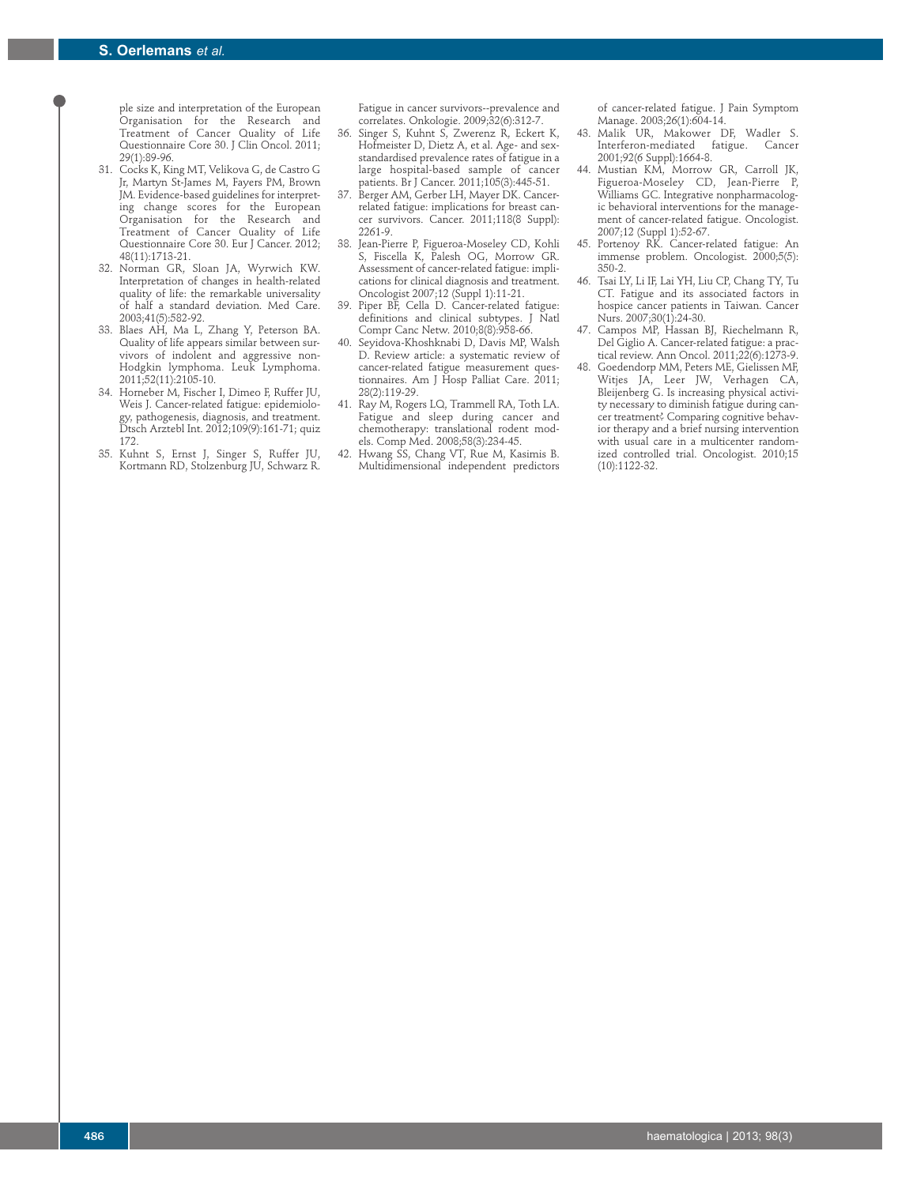ple size and interpretation of the European Organisation for the Research and Treatment of Cancer Quality of Life Questionnaire Core 30. J Clin Oncol. 2011; 29(1):89-96.

31. Cocks K, King MT, Velikova G, de Castro G Jr, Martyn St-James M, Fayers PM, Brown JM. Evidence-based guidelines for interpreting change scores for the European Organisation for the Research and Treatment of Cancer Quality of Life Questionnaire Core 30. Eur J Cancer. 2012; 48(11):1713-21.
32. Norman GR, Sloan JA, Wyrwich KW. Interpretation of changes in health-related quality of life: the remarkable universality of half a standard deviation. Med Care. 2003;41(5):582-92.
33. Blaes AH, Ma L, Zhang Y, Peterson BA. Quality of life appears similar between survivors of indolent and aggressive non-Hodgkin lymphoma. Leuk Lymphoma. 2011;52(11):2105-10.
34. Horneber M, Fischer I, Dimeo F, Ruffer JU, Weis J. Cancer-related fatigue: epidemiology, pathogenesis, diagnosis, and treatment. Dtsch Arztebl Int. 2012;109(9):161-71; quiz 172.
35. Kuhnt S, Ernst J, Singer S, Ruffer JU, Kortmann RD, Stolzenburg JU, Schwarz R. Fatigue in cancer survivors--prevalence and correlates. Onkologie. 2009;32(6):312-7.
36. Singer S, Kuhnt S, Zwerenz R, Eckert K, Hofmeister D, Dietz A, et al. Age- and sex-standardised prevalence rates of fatigue in a large hospital-based sample of cancer patients. Br J Cancer. 2011;105(3):445-51.
37. Berger AM, Gerber LH, Mayer DK. Cancer-related fatigue: implications for breast cancer survivors. Cancer. 2011;118(8 Suppl): 2261-9.
38. Jean-Pierre P, Figueroa-Moseley CD, Kohli S, Fiscella K, Palesh OG, Morrow GR. Assessment of cancer-related fatigue: implications for clinical diagnosis and treatment. Oncologist 2007;12 (Suppl 1):11-21.
39. Piper BF, Cella D. Cancer-related fatigue: definitions and clinical subtypes. J Natl Compr Canc Netw. 2010;8(8):958-66.
40. Seyidova-Khoshknabi D, Davis MP, Walsh D. Review article: a systematic review of cancer-related fatigue measurement questionnaires. Am J Hosp Palliat Care. 2011; 28(2):119-29.
41. Ray M, Rogers LQ, Trammell RA, Toth LA. Fatigue and sleep during cancer and chemotherapy: translational rodent models. Comp Med. 2008;58(3):234-45.
42. Hwang SS, Chang VT, Rue M, Kasimis B. Multidimensional independent predictors of cancer-related fatigue. J Pain Symptom Manage. 2003;26(1):604-14.
43. Malik UR, Makower DF, Wadler S. Interferon-mediated fatigue. Cancer 2001;92(6 Suppl):1664-8.
44. Mustian KM, Morrow GR, Carroll JK, Figueroa-Moseley CD, Jean-Pierre P, Williams GC. Integrative nonpharmacologic behavioral interventions for the management of cancer-related fatigue. Oncologist. 2007;12 (Suppl 1):52-67.
45. Portenoy RK. Cancer-related fatigue: An immense problem. Oncologist. 2000;5(5): 350-2.
46. Tsai LY, Li IF, Lai YH, Liu CP, Chang TY, Tu CT. Fatigue and its associated factors in hospice cancer patients in Taiwan. Cancer Nurs. 2007;30(1):24-30.
47. Campos MP, Hassan BJ, Riechelmann R, Del Giglio A. Cancer-related fatigue: a practical review. Ann Oncol. 2011;22(6):1273-9.
48. Goedendorp MM, Peters ME, Gielissen MF, Witjes JA, Leer JW, Verhagen CA, Bleijenberg G. Is increasing physical activity necessary to diminish fatigue during cancer treatment? Comparing cognitive behavior therapy and a brief nursing intervention with usual care in a multicenter randomized controlled trial. Oncologist. 2010;15 (10):1122-32.